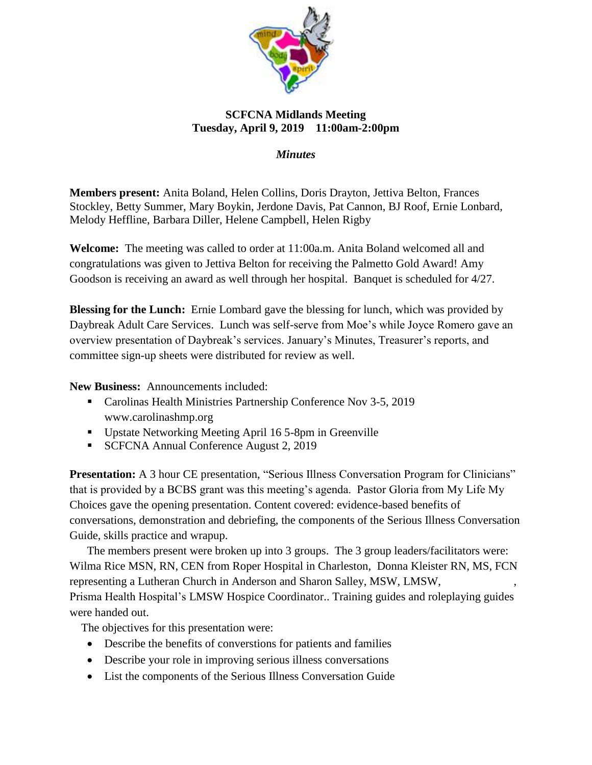**SCFCNA Midlands Meeting**
**Tuesday, April 9, 2019 11:00am-2:00pm**

***Minutes***

**Members present:** Anita Boland, Helen Collins, Doris Drayton, Jettiva Belton, Frances Stockley, Betty Summer, Mary Boykin, Jerdone Davis, Pat Cannon, BJ Roof, Ernie Lonbard, Melody Heffline, Barbara Diller, Helene Campbell, Helen Rigby

**Welcome:** The meeting was called to order at 11:00a.m. Anita Boland welcomed all and congratulations was given to Jettiva Belton for receiving the Palmetto Gold Award! Amy Goodson is receiving an award as well through her hospital. Banquet is scheduled for 4/27.

**Blessing for the Lunch:** Ernie Lombard gave the blessing for lunch, which was provided by Daybreak Adult Care Services. Lunch was self-serve from Moe's while Joyce Romero gave an overview presentation of Daybreak's services. January's Minutes, Treasurer's reports, and committee sign-up sheets were distributed for review as well.

**New Business:** Announcements included:

- Carolinas Health Ministries Partnership Conference Nov 3-5, 2019 www.carolinashmp.org
- Upstate Networking Meeting April 16 5-8pm in Greenville
- SCFCNA Annual Conference August 2, 2019

**Presentation:** A 3 hour CE presentation, "Serious Illness Conversation Program for Clinicians" that is provided by a BCBS grant was this meeting's agenda. Pastor Gloria from My Life My Choices gave the opening presentation. Content covered: evidence-based benefits of conversations, demonstration and debriefing, the components of the Serious Illness Conversation Guide, skills practice and wrapup.

The members present were broken up into 3 groups. The 3 group leaders/facilitators were: Wilma Rice MSN, RN, CEN from Roper Hospital in Charleston, Donna Kleister RN, MS, FCN representing a Lutheran Church in Anderson and Sharon Salley, MSW, LMSW, , Prisma Health Hospital's LMSW Hospice Coordinator.. Training guides and roleplaying guides were handed out.

The objectives for this presentation were:

- Describe the benefits of converstions for patients and families
- Describe your role in improving serious illness conversations
- List the components of the Serious Illness Conversation Guide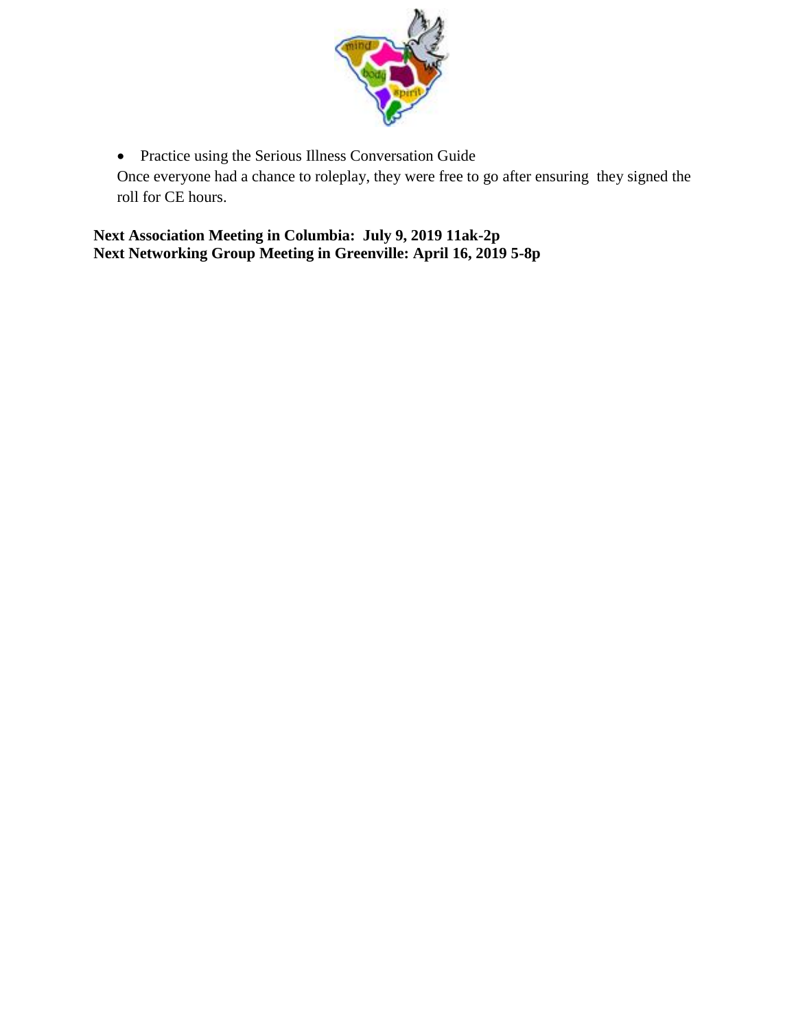- Practice using the Serious Illness Conversation Guide

Once everyone had a chance to roleplay, they were free to go after ensuring they signed the roll for CE hours.

**Next Association Meeting in Columbia: July 9, 2019 11ak-2p**
**Next Networking Group Meeting in Greenville: April 16, 2019 5-8p**